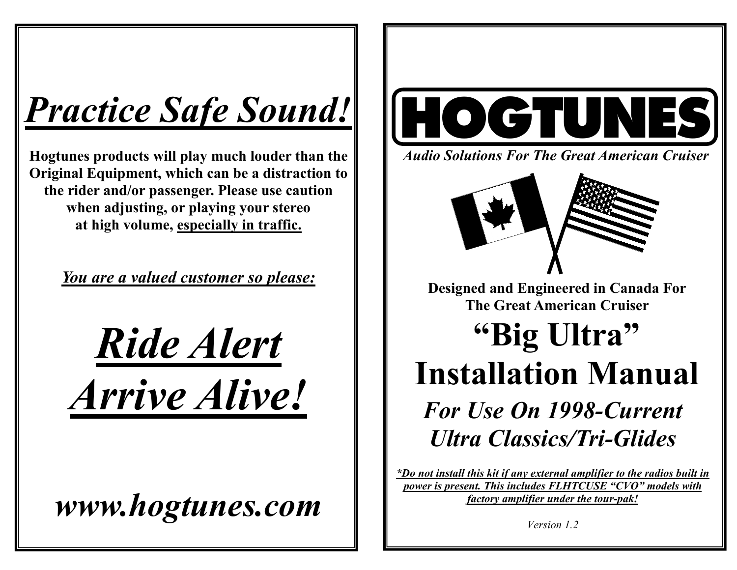# Practice Safe Sound!

**Hogtunes products will play much louder than the Original Equipment, which can be a distraction to the rider and/or passenger. Please use caution when adjusting, or playing your stereo at high volume, especially in traffic.**

***You are a valued customer so please:***

# *Ride Alert*
# *Arrive Alive!*

## *www.hogtunes.com*

# HOGTUNES

***Audio Solutions For The Great American Cruiser***

**Designed and Engineered in Canada For The Great American Cruiser**

# "Big Ultra" Installation Manual

## *For Use On 1998-Current Ultra Classics/Tri-Glides*

***\*Do not install this kit if any external amplifier to the radios built in power is present. This includes FLHTCUSE "CVO" models with factory amplifier under the tour-pak!***

*Version 1.2*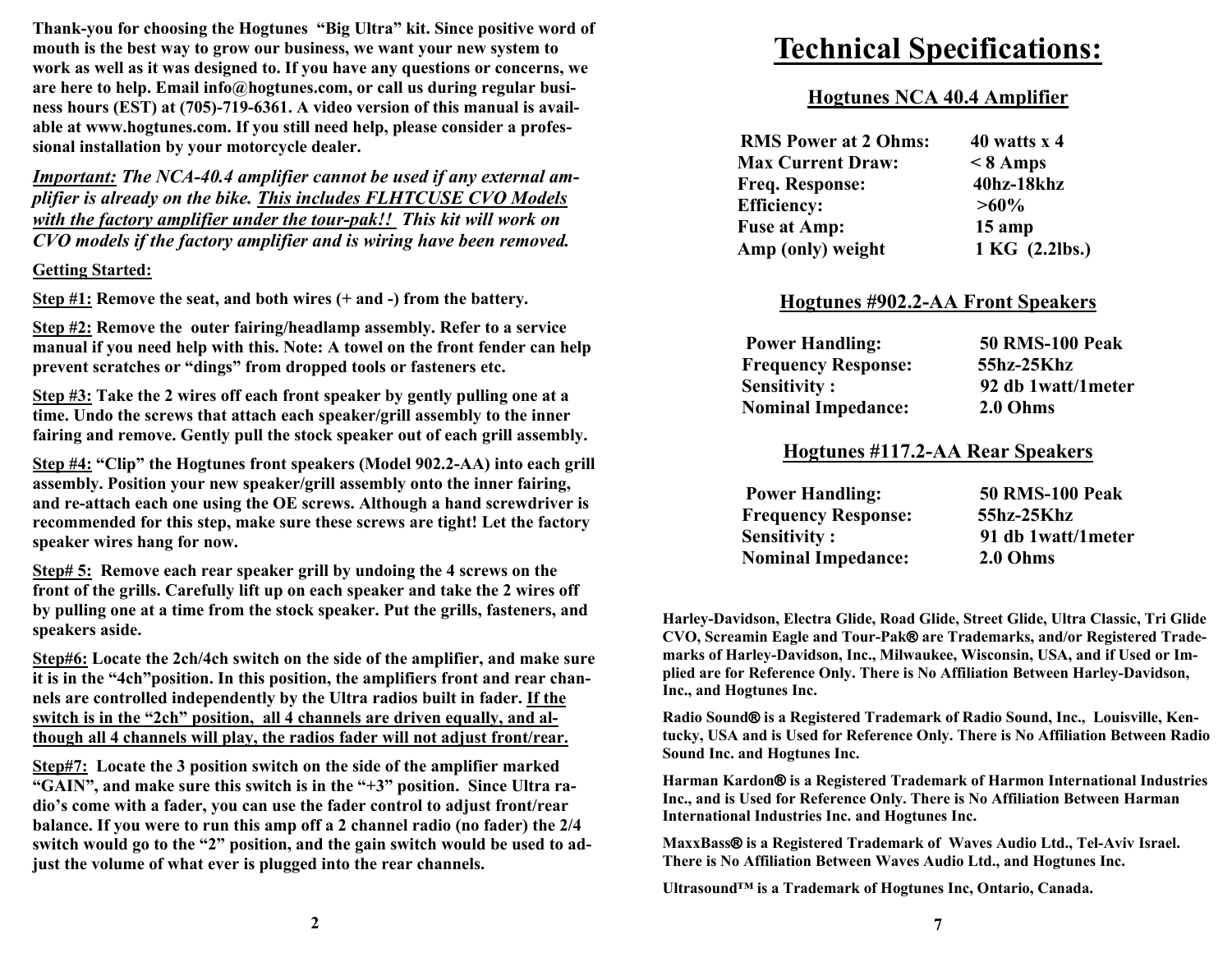**Thank-you for choosing the Hogtunes "Big Ultra" kit. Since positive word of mouth is the best way to grow our business, we want your new system to work as well as it was designed to. If you have any questions or concerns, we are here to help. Email info@hogtunes.com, or call us during regular business hours (EST) at (705)-719-6361. A video version of this manual is available at www.hogtunes.com. If you still need help, please consider a professional installation by your motorcycle dealer.**

***Important:** The NCA-40.4 amplifier cannot be used if any external amplifier is already on the bike. This includes FLHTCUSE CVO Models with the factory amplifier under the tour-pak!! This kit will work on CVO models if the factory amplifier and is wiring have been removed.*

**Getting Started:**

**Step #1:** **Remove the seat, and both wires (+ and -) from the battery.**

**Step #2:** **Remove the outer fairing/headlamp assembly. Refer to a service manual if you need help with this. Note: A towel on the front fender can help prevent scratches or "dings" from dropped tools or fasteners etc.**

**Step #3:** **Take the 2 wires off each front speaker by gently pulling one at a time. Undo the screws that attach each speaker/grill assembly to the inner fairing and remove. Gently pull the stock speaker out of each grill assembly.**

**Step #4:** **"Clip" the Hogtunes front speakers (Model 902.2-AA) into each grill assembly. Position your new speaker/grill assembly onto the inner fairing, and re-attach each one using the OE screws. Although a hand screwdriver is recommended for this step, make sure these screws are tight! Let the factory speaker wires hang for now.**

**Step# 5:** **Remove each rear speaker grill by undoing the 4 screws on the front of the grills. Carefully lift up on each speaker and take the 2 wires off by pulling one at a time from the stock speaker. Put the grills, fasteners, and speakers aside.**

**Step#6:** **Locate the 2ch/4ch switch on the side of the amplifier, and make sure it is in the "4ch"position. In this position, the amplifiers front and rear channels are controlled independently by the Ultra radios built in fader. If the switch is in the "2ch" position, all 4 channels are driven equally, and although all 4 channels will play, the radios fader will not adjust front/rear.**

**Step#7:** **Locate the 3 position switch on the side of the amplifier marked "GAIN", and make sure this switch is in the "+3" position. Since Ultra radio's come with a fader, you can use the fader control to adjust front/rear balance. If you were to run this amp off a 2 channel radio (no fader) the 2/4 switch would go to the "2" position, and the gain switch would be used to adjust the volume of what ever is plugged into the rear channels.**

# Technical Specifications:

## Hogtunes NCA 40.4 Amplifier

| | |
|---|---|
| RMS Power at 2 Ohms: | 40 watts x 4 |
| Max Current Draw: | < 8 Amps |
| Freq. Response: | 40hz-18khz |
| Efficiency: | >60% |
| Fuse at Amp: | 15 amp |
| Amp (only) weight | 1 KG (2.2lbs.) |

## Hogtunes #902.2-AA Front Speakers

| | |
|---|---|
| Power Handling: | 50 RMS-100 Peak |
| Frequency Response: | 55hz-25Khz |
| Sensitivity : | 92 db 1watt/1meter |
| Nominal Impedance: | 2.0 Ohms |

## Hogtunes #117.2-AA Rear Speakers

| | |
|---|---|
| Power Handling: | 50 RMS-100 Peak |
| Frequency Response: | 55hz-25Khz |
| Sensitivity : | 91 db 1watt/1meter |
| Nominal Impedance: | 2.0 Ohms |

**Harley-Davidson, Electra Glide, Road Glide, Street Glide, Ultra Classic, Tri Glide CVO, Screamin Eagle and Tour-Pak® are Trademarks, and/or Registered Trademarks of Harley-Davidson, Inc., Milwaukee, Wisconsin, USA, and if Used or Implied are for Reference Only. There is No Affiliation Between Harley-Davidson, Inc., and Hogtunes Inc.**

**Radio Sound® is a Registered Trademark of Radio Sound, Inc., Louisville, Kentucky, USA and is Used for Reference Only. There is No Affiliation Between Radio Sound Inc. and Hogtunes Inc.**

**Harman Kardon® is a Registered Trademark of Harmon International Industries Inc., and is Used for Reference Only. There is No Affiliation Between Harman International Industries Inc. and Hogtunes Inc.**

**MaxxBass® is a Registered Trademark of Waves Audio Ltd., Tel-Aviv Israel. There is No Affiliation Between Waves Audio Ltd., and Hogtunes Inc.**

**Ultrasound™ is a Trademark of Hogtunes Inc, Ontario, Canada.**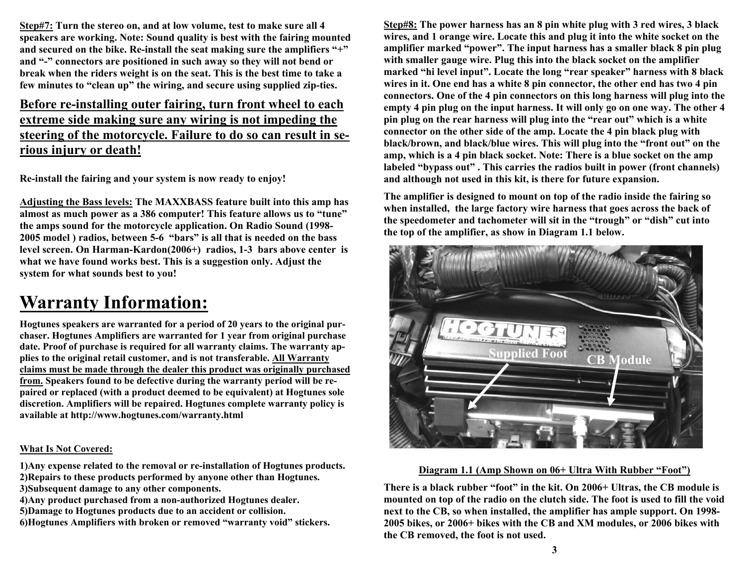**<u>Step#7:</u> Turn the stereo on, and at low volume, test to make sure all 4 speakers are working. Note: Sound quality is best with the fairing mounted and secured on the bike. Re-install the seat making sure the amplifiers "+" and "-" connectors are positioned in such away so they will not bend or break when the riders weight is on the seat. This is the best time to take a few minutes to "clean up" the wiring, and secure using supplied zip-ties.**

**<u>Before re-installing outer fairing, turn front wheel to each extreme side making sure any wiring is not impeding the steering of the motorcycle. Failure to do so can result in serious injury or death!</u>**

**Re-install the fairing and your system is now ready to enjoy!**

**<u>Adjusting the Bass levels:</u> The MAXXBASS feature built into this amp has almost as much power as a 386 computer! This feature allows us to "tune" the amps sound for the motorcycle application. On Radio Sound (1998-2005 model ) radios, between 5-6 "bars" is all that is needed on the bass level screen. On Harman-Kardon(2006+) radios, 1-3 bars above center is what we have found works best. This is a suggestion only. Adjust the system for what sounds best to you!**

# Warranty Information:

**Hogtunes speakers are warranted for a period of 20 years to the original purchaser. Hogtunes Amplifiers are warranted for 1 year from original purchase date. Proof of purchase is required for all warranty claims. The warranty applies to the original retail customer, and is not transferable. <u>All Warranty claims must be made through the dealer this product was originally purchased from.</u> Speakers found to be defective during the warranty period will be repaired or replaced (with a product deemed to be equivalent) at Hogtunes sole discretion. Amplifiers will be repaired. Hogtunes complete warranty policy is available at http://www.hogtunes.com/warranty.html**

**<u>What Is Not Covered:</u>**

**1)Any expense related to the removal or re-installation of Hogtunes products.**
**2)Repairs to these products performed by anyone other than Hogtunes.**
**3)Subsequent damage to any other components.**
**4)Any product purchased from a non-authorized Hogtunes dealer.**
**5)Damage to Hogtunes products due to an accident or collision.**
**6)Hogtunes Amplifiers with broken or removed "warranty void" stickers.**

**<u>Step#8:</u> The power harness has an 8 pin white plug with 3 red wires, 3 black wires, and 1 orange wire. Locate this and plug it into the white socket on the amplifier marked "power". The input harness has a smaller black 8 pin plug with smaller gauge wire. Plug this into the black socket on the amplifier marked "hi level input". Locate the long "rear speaker" harness with 8 black wires in it. One end has a white 8 pin connector, the other end has two 4 pin connectors. One of the 4 pin connectors on this long harness will plug into the empty 4 pin plug on the input harness. It will only go on one way. The other 4 pin plug on the rear harness will plug into the "rear out" which is a white connector on the other side of the amp. Locate the 4 pin black plug with black/brown, and black/blue wires. This will plug into the "front out" on the amp, which is a 4 pin black socket. Note: There is a blue socket on the amp labeled "bypass out" . This carries the radios built in power (front channels) and although not used in this kit, is there for future expansion.**

**The amplifier is designed to mount on top of the radio inside the fairing so when installed, the large factory wire harness that goes across the back of the speedometer and tachometer will sit in the "trough" or "dish" cut into the top of the amplifier, as show in Diagram 1.1 below.**

Supplied Foot

CB Module

**<u>Diagram 1.1 (Amp Shown on 06+ Ultra With Rubber "Foot")</u>**

**There is a black rubber "foot" in the kit. On 2006+ Ultras, the CB module is mounted on top of the radio on the clutch side. The foot is used to fill the void next to the CB, so when installed, the amplifier has ample support. On 1998-2005 bikes, or 2006+ bikes with the CB and XM modules, or 2006 bikes with the CB removed, the foot is not used.**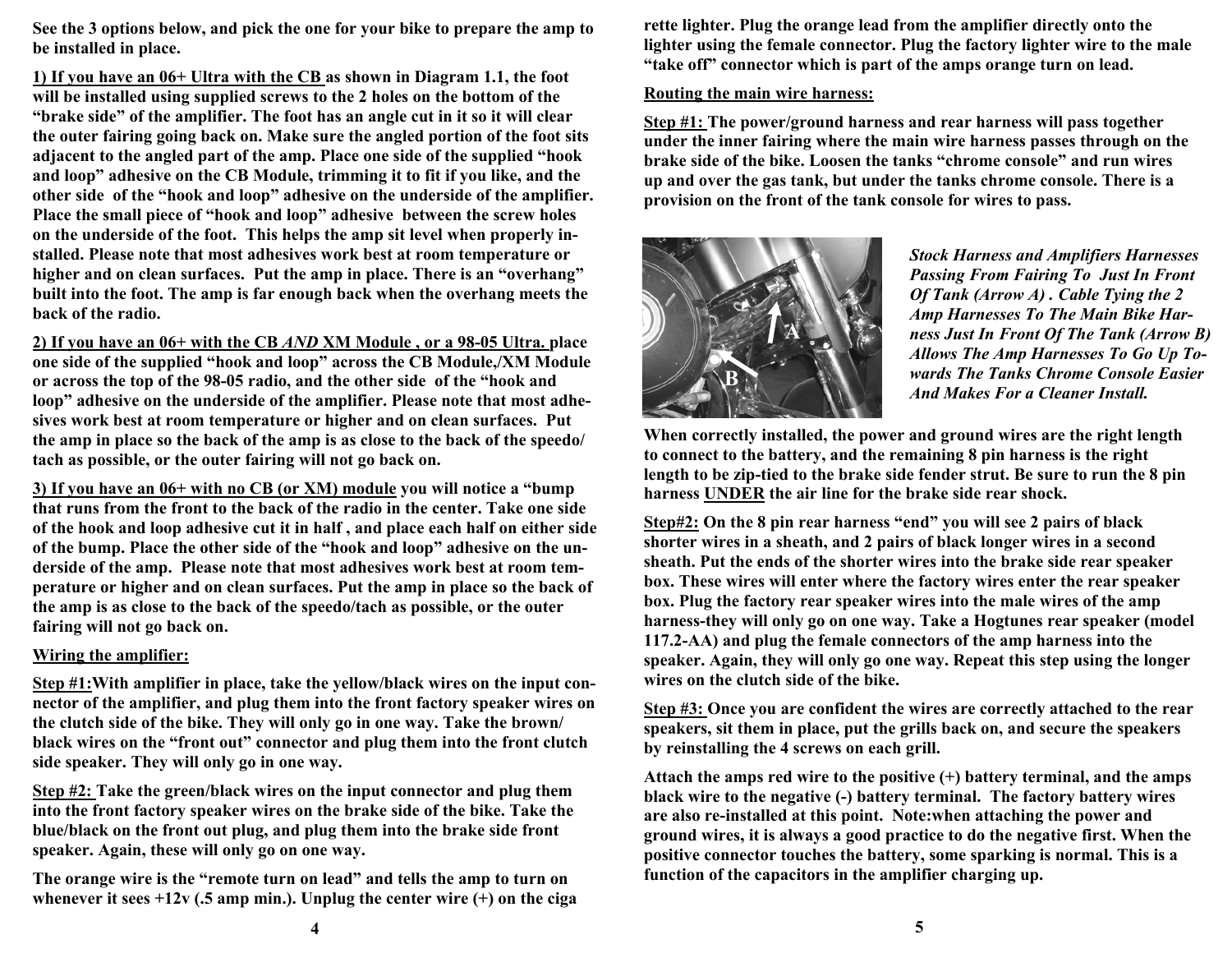**See the 3 options below, and pick the one for your bike to prepare the amp to be installed in place.**

**1) If you have an 06+ Ultra with the CB as shown in Diagram 1.1, the foot will be installed using supplied screws to the 2 holes on the bottom of the "brake side" of the amplifier. The foot has an angle cut in it so it will clear the outer fairing going back on. Make sure the angled portion of the foot sits adjacent to the angled part of the amp. Place one side of the supplied "hook and loop" adhesive on the CB Module, trimming it to fit if you like, and the other side of the "hook and loop" adhesive on the underside of the amplifier. Place the small piece of "hook and loop" adhesive between the screw holes on the underside of the foot. This helps the amp sit level when properly installed. Please note that most adhesives work best at room temperature or higher and on clean surfaces. Put the amp in place. There is an "overhang" built into the foot. The amp is far enough back when the overhang meets the back of the radio.**

**2) If you have an 06+ with the CB *AND* XM Module , or a 98-05 Ultra. place one side of the supplied "hook and loop" across the CB Module,/XM Module or across the top of the 98-05 radio, and the other side of the "hook and loop" adhesive on the underside of the amplifier. Please note that most adhesives work best at room temperature or higher and on clean surfaces. Put the amp in place so the back of the amp is as close to the back of the speedo/tach as possible, or the outer fairing will not go back on.**

**3) If you have an 06+ with no CB (or XM) module you will notice a "bump that runs from the front to the back of the radio in the center. Take one side of the hook and loop adhesive cut it in half , and place each half on either side of the bump. Place the other side of the "hook and loop" adhesive on the underside of the amp. Please note that most adhesives work best at room temperature or higher and on clean surfaces. Put the amp in place so the back of the amp is as close to the back of the speedo/tach as possible, or the outer fairing will not go back on.**

## Wiring the amplifier:

**Step #1:With amplifier in place, take the yellow/black wires on the input connector of the amplifier, and plug them into the front factory speaker wires on the clutch side of the bike. They will only go in one way. Take the brown/black wires on the "front out" connector and plug them into the front clutch side speaker. They will only go in one way.**

**Step #2: Take the green/black wires on the input connector and plug them into the front factory speaker wires on the brake side of the bike. Take the blue/black on the front out plug, and plug them into the brake side front speaker. Again, these will only go on one way.**

**The orange wire is the "remote turn on lead" and tells the amp to turn on whenever it sees +12v (.5 amp min.). Unplug the center wire (+) on the cigarette lighter. Plug the orange lead from the amplifier directly onto the lighter using the female connector. Plug the factory lighter wire to the male "take off" connector which is part of the amps orange turn on lead.**

## Routing the main wire harness:

**Step #1: The power/ground harness and rear harness will pass together under the inner fairing where the main wire harness passes through on the brake side of the bike. Loosen the tanks "chrome console" and run wires up and over the gas tank, but under the tanks chrome console. There is a provision on the front of the tank console for wires to pass.**

A

B

***Stock Harness and Amplifiers Harnesses Passing From Fairing To Just In Front Of Tank (Arrow A) . Cable Tying the 2 Amp Harnesses To The Main Bike Harness Just In Front Of The Tank (Arrow B) Allows The Amp Harnesses To Go Up Towards The Tanks Chrome Console Easier And Makes For a Cleaner Install.***

**When correctly installed, the power and ground wires are the right length to connect to the battery, and the remaining 8 pin harness is the right length to be zip-tied to the brake side fender strut. Be sure to run the 8 pin harness UNDER the air line for the brake side rear shock.**

**Step#2: On the 8 pin rear harness "end" you will see 2 pairs of black shorter wires in a sheath, and 2 pairs of black longer wires in a second sheath. Put the ends of the shorter wires into the brake side rear speaker box. These wires will enter where the factory wires enter the rear speaker box. Plug the factory rear speaker wires into the male wires of the amp harness-they will only go on one way. Take a Hogtunes rear speaker (model 117.2-AA) and plug the female connectors of the amp harness into the speaker. Again, they will only go one way. Repeat this step using the longer wires on the clutch side of the bike.**

**Step #3: Once you are confident the wires are correctly attached to the rear speakers, sit them in place, put the grills back on, and secure the speakers by reinstalling the 4 screws on each grill.**

**Attach the amps red wire to the positive (+) battery terminal, and the amps black wire to the negative (-) battery terminal. The factory battery wires are also re-installed at this point. Note:when attaching the power and ground wires, it is always a good practice to do the negative first. When the positive connector touches the battery, some sparking is normal. This is a function of the capacitors in the amplifier charging up.**